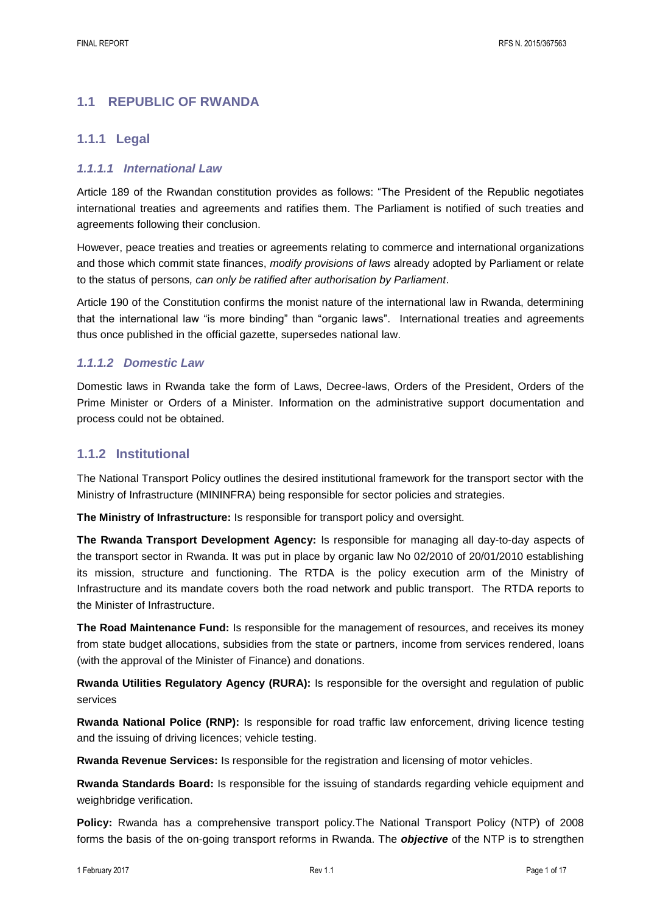## 1.1 REPUBLIC OF RWANDA

### 1.1.1 Legal

#### *1.1.1.1 International Law*

Article 189 of the Rwandan constitution provides as follows: "The President of the Republic negotiates international treaties and agreements and ratifies them. The Parliament is notified of such treaties and agreements following their conclusion.

However, peace treaties and treaties or agreements relating to commerce and international organizations and those which commit state finances, *modify provisions of laws* already adopted by Parliament or relate to the status of persons*, can only be ratified after authorisation by Parliament*.

Article 190 of the Constitution confirms the monist nature of the international law in Rwanda, determining that the international law "is more binding" than "organic laws". International treaties and agreements thus once published in the official gazette, supersedes national law.

#### *1.1.1.2 Domestic Law*

Domestic laws in Rwanda take the form of Laws, Decree-laws, Orders of the President, Orders of the Prime Minister or Orders of a Minister. Information on the administrative support documentation and process could not be obtained.

### 1.1.2 Institutional

The National Transport Policy outlines the desired institutional framework for the transport sector with the Ministry of Infrastructure (MININFRA) being responsible for sector policies and strategies.

**The Ministry of Infrastructure:** Is responsible for transport policy and oversight.

**The Rwanda Transport Development Agency:** Is responsible for managing all day-to-day aspects of the transport sector in Rwanda. It was put in place by organic law No 02/2010 of 20/01/2010 establishing its mission, structure and functioning. The RTDA is the policy execution arm of the Ministry of Infrastructure and its mandate covers both the road network and public transport. The RTDA reports to the Minister of Infrastructure.

**The Road Maintenance Fund:** Is responsible for the management of resources, and receives its money from state budget allocations, subsidies from the state or partners, income from services rendered, loans (with the approval of the Minister of Finance) and donations.

**Rwanda Utilities Regulatory Agency (RURA):** Is responsible for the oversight and regulation of public services

**Rwanda National Police (RNP):** Is responsible for road traffic law enforcement, driving licence testing and the issuing of driving licences; vehicle testing.

**Rwanda Revenue Services:** Is responsible for the registration and licensing of motor vehicles.

**Rwanda Standards Board:** Is responsible for the issuing of standards regarding vehicle equipment and weighbridge verification.

**Policy:** Rwanda has a comprehensive transport policy.The National Transport Policy (NTP) of 2008 forms the basis of the on-going transport reforms in Rwanda. The ***objective*** of the NTP is to strengthen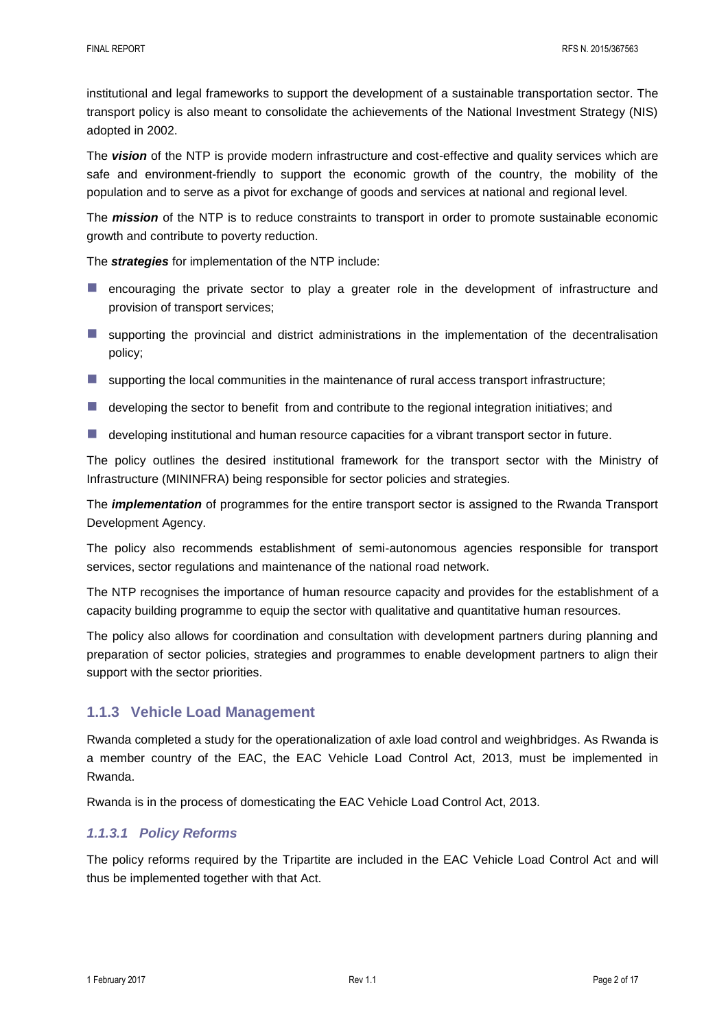institutional and legal frameworks to support the development of a sustainable transportation sector. The transport policy is also meant to consolidate the achievements of the National Investment Strategy (NIS) adopted in 2002.

The ***vision*** of the NTP is provide modern infrastructure and cost-effective and quality services which are safe and environment-friendly to support the economic growth of the country, the mobility of the population and to serve as a pivot for exchange of goods and services at national and regional level.

The ***mission*** of the NTP is to reduce constraints to transport in order to promote sustainable economic growth and contribute to poverty reduction.

The ***strategies*** for implementation of the NTP include:

- encouraging the private sector to play a greater role in the development of infrastructure and provision of transport services;
- supporting the provincial and district administrations in the implementation of the decentralisation policy;
- supporting the local communities in the maintenance of rural access transport infrastructure;
- developing the sector to benefit from and contribute to the regional integration initiatives; and
- developing institutional and human resource capacities for a vibrant transport sector in future.

The policy outlines the desired institutional framework for the transport sector with the Ministry of Infrastructure (MININFRA) being responsible for sector policies and strategies.

The ***implementation*** of programmes for the entire transport sector is assigned to the Rwanda Transport Development Agency.

The policy also recommends establishment of semi-autonomous agencies responsible for transport services, sector regulations and maintenance of the national road network.

The NTP recognises the importance of human resource capacity and provides for the establishment of a capacity building programme to equip the sector with qualitative and quantitative human resources.

The policy also allows for coordination and consultation with development partners during planning and preparation of sector policies, strategies and programmes to enable development partners to align their support with the sector priorities.

### 1.1.3 Vehicle Load Management

Rwanda completed a study for the operationalization of axle load control and weighbridges. As Rwanda is a member country of the EAC, the EAC Vehicle Load Control Act, 2013, must be implemented in Rwanda.

Rwanda is in the process of domesticating the EAC Vehicle Load Control Act, 2013.

#### *1.1.3.1 Policy Reforms*

The policy reforms required by the Tripartite are included in the EAC Vehicle Load Control Act and will thus be implemented together with that Act.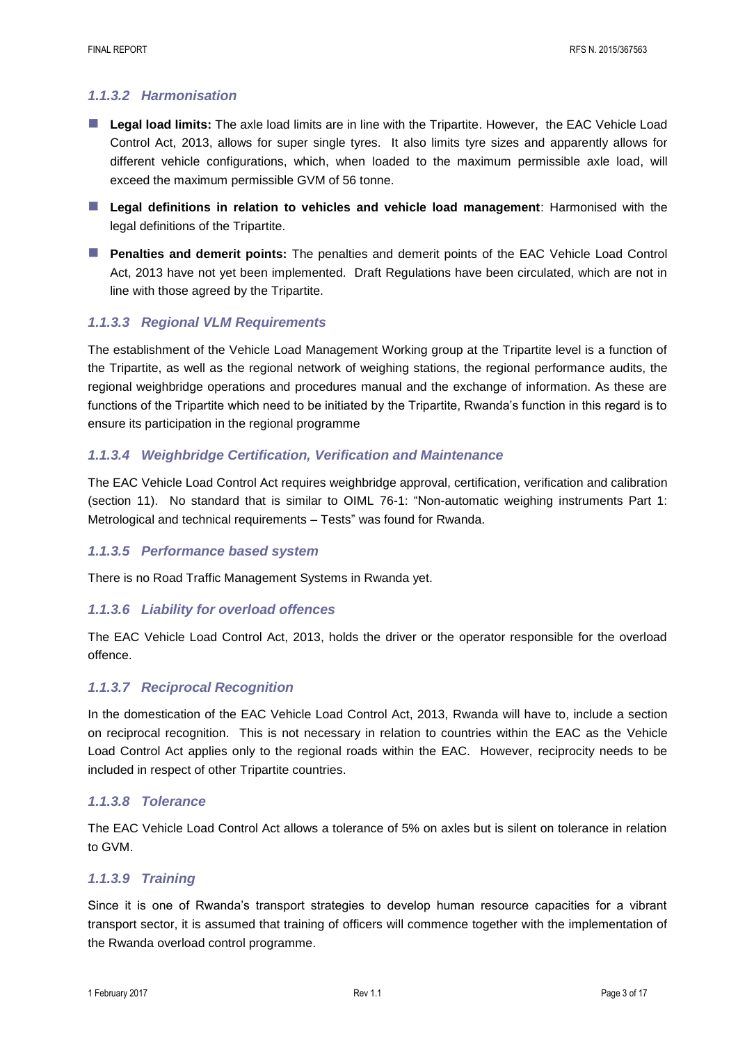#### *1.1.3.2 Harmonisation*

- **Legal load limits:** The axle load limits are in line with the Tripartite. However, the EAC Vehicle Load Control Act, 2013, allows for super single tyres. It also limits tyre sizes and apparently allows for different vehicle configurations, which, when loaded to the maximum permissible axle load, will exceed the maximum permissible GVM of 56 tonne.
- **Legal definitions in relation to vehicles and vehicle load management**: Harmonised with the legal definitions of the Tripartite.
- **Penalties and demerit points:** The penalties and demerit points of the EAC Vehicle Load Control Act, 2013 have not yet been implemented. Draft Regulations have been circulated, which are not in line with those agreed by the Tripartite.

#### *1.1.3.3 Regional VLM Requirements*

The establishment of the Vehicle Load Management Working group at the Tripartite level is a function of the Tripartite, as well as the regional network of weighing stations, the regional performance audits, the regional weighbridge operations and procedures manual and the exchange of information. As these are functions of the Tripartite which need to be initiated by the Tripartite, Rwanda's function in this regard is to ensure its participation in the regional programme

#### *1.1.3.4 Weighbridge Certification, Verification and Maintenance*

The EAC Vehicle Load Control Act requires weighbridge approval, certification, verification and calibration (section 11). No standard that is similar to OIML 76-1: "Non-automatic weighing instruments Part 1: Metrological and technical requirements – Tests" was found for Rwanda.

#### *1.1.3.5 Performance based system*

There is no Road Traffic Management Systems in Rwanda yet.

#### *1.1.3.6 Liability for overload offences*

The EAC Vehicle Load Control Act, 2013, holds the driver or the operator responsible for the overload offence.

#### *1.1.3.7 Reciprocal Recognition*

In the domestication of the EAC Vehicle Load Control Act, 2013, Rwanda will have to, include a section on reciprocal recognition. This is not necessary in relation to countries within the EAC as the Vehicle Load Control Act applies only to the regional roads within the EAC. However, reciprocity needs to be included in respect of other Tripartite countries.

#### *1.1.3.8 Tolerance*

The EAC Vehicle Load Control Act allows a tolerance of 5% on axles but is silent on tolerance in relation to GVM.

#### *1.1.3.9 Training*

Since it is one of Rwanda's transport strategies to develop human resource capacities for a vibrant transport sector, it is assumed that training of officers will commence together with the implementation of the Rwanda overload control programme.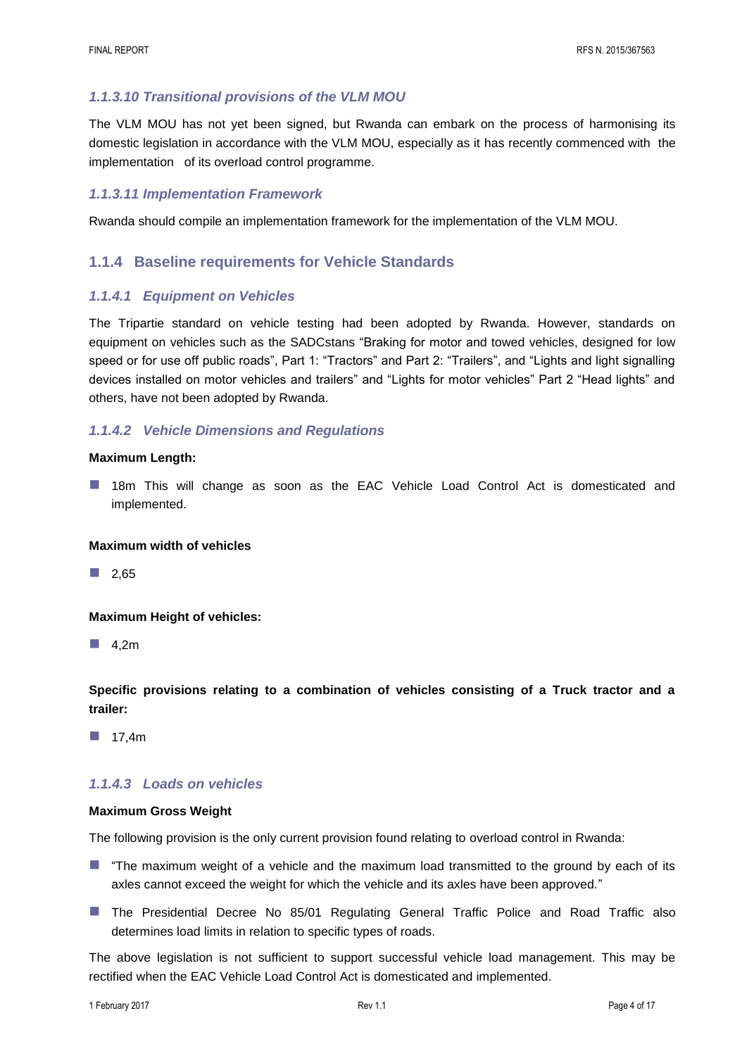#### *1.1.3.10 Transitional provisions of the VLM MOU*

The VLM MOU has not yet been signed, but Rwanda can embark on the process of harmonising its domestic legislation in accordance with the VLM MOU, especially as it has recently commenced with the implementation of its overload control programme.

#### *1.1.3.11 Implementation Framework*

Rwanda should compile an implementation framework for the implementation of the VLM MOU.

### 1.1.4 Baseline requirements for Vehicle Standards

#### *1.1.4.1 Equipment on Vehicles*

The Tripartie standard on vehicle testing had been adopted by Rwanda. However, standards on equipment on vehicles such as the SADCstans "Braking for motor and towed vehicles, designed for low speed or for use off public roads", Part 1: "Tractors" and Part 2: "Trailers", and "Lights and light signalling devices installed on motor vehicles and trailers" and "Lights for motor vehicles" Part 2 "Head lights" and others, have not been adopted by Rwanda.

#### *1.1.4.2 Vehicle Dimensions and Regulations*

**Maximum Length:**

- 18m This will change as soon as the EAC Vehicle Load Control Act is domesticated and implemented.

**Maximum width of vehicles**

- 2,65

**Maximum Height of vehicles:**

- 4,2m

**Specific provisions relating to a combination of vehicles consisting of a Truck tractor and a trailer:**

- 17,4m

#### *1.1.4.3 Loads on vehicles*

**Maximum Gross Weight**

The following provision is the only current provision found relating to overload control in Rwanda:

- "The maximum weight of a vehicle and the maximum load transmitted to the ground by each of its axles cannot exceed the weight for which the vehicle and its axles have been approved."
- The Presidential Decree No 85/01 Regulating General Traffic Police and Road Traffic also determines load limits in relation to specific types of roads.

The above legislation is not sufficient to support successful vehicle load management. This may be rectified when the EAC Vehicle Load Control Act is domesticated and implemented.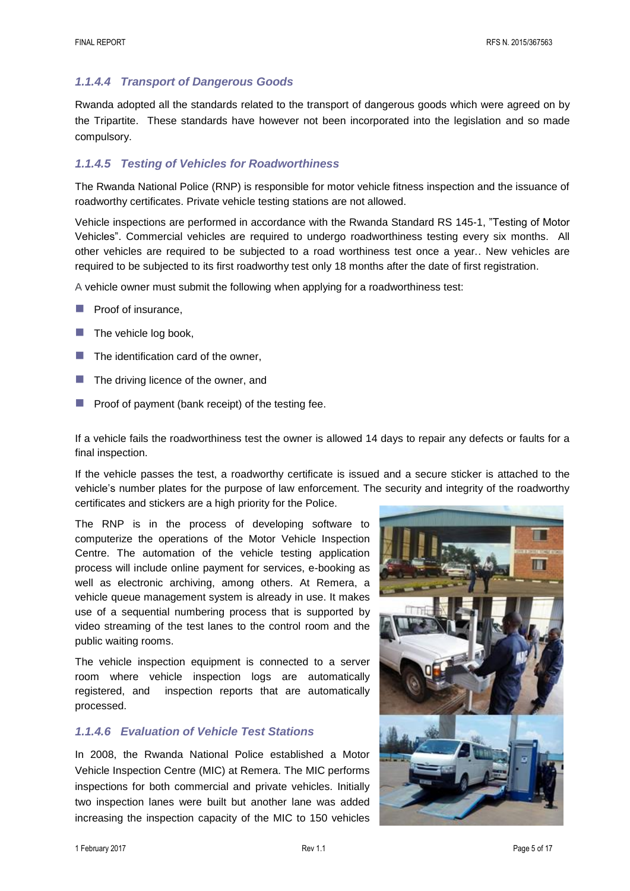### *1.1.4.4 Transport of Dangerous Goods*

Rwanda adopted all the standards related to the transport of dangerous goods which were agreed on by the Tripartite. These standards have however not been incorporated into the legislation and so made compulsory.

### *1.1.4.5 Testing of Vehicles for Roadworthiness*

The Rwanda National Police (RNP) is responsible for motor vehicle fitness inspection and the issuance of roadworthy certificates. Private vehicle testing stations are not allowed.

Vehicle inspections are performed in accordance with the Rwanda Standard RS 145-1, "Testing of Motor Vehicles". Commercial vehicles are required to undergo roadworthiness testing every six months. All other vehicles are required to be subjected to a road worthiness test once a year.. New vehicles are required to be subjected to its first roadworthy test only 18 months after the date of first registration.

A vehicle owner must submit the following when applying for a roadworthiness test:

- Proof of insurance,
- The vehicle log book,
- The identification card of the owner,
- The driving licence of the owner, and
- Proof of payment (bank receipt) of the testing fee.

If a vehicle fails the roadworthiness test the owner is allowed 14 days to repair any defects or faults for a final inspection.

If the vehicle passes the test, a roadworthy certificate is issued and a secure sticker is attached to the vehicle's number plates for the purpose of law enforcement. The security and integrity of the roadworthy certificates and stickers are a high priority for the Police.

The RNP is in the process of developing software to computerize the operations of the Motor Vehicle Inspection Centre. The automation of the vehicle testing application process will include online payment for services, e-booking as well as electronic archiving, among others. At Remera, a vehicle queue management system is already in use. It makes use of a sequential numbering process that is supported by video streaming of the test lanes to the control room and the public waiting rooms.

The vehicle inspection equipment is connected to a server room where vehicle inspection logs are automatically registered, and inspection reports that are automatically processed.

### *1.1.4.6 Evaluation of Vehicle Test Stations*

In 2008, the Rwanda National Police established a Motor Vehicle Inspection Centre (MIC) at Remera. The MIC performs inspections for both commercial and private vehicles. Initially two inspection lanes were built but another lane was added increasing the inspection capacity of the MIC to 150 vehicles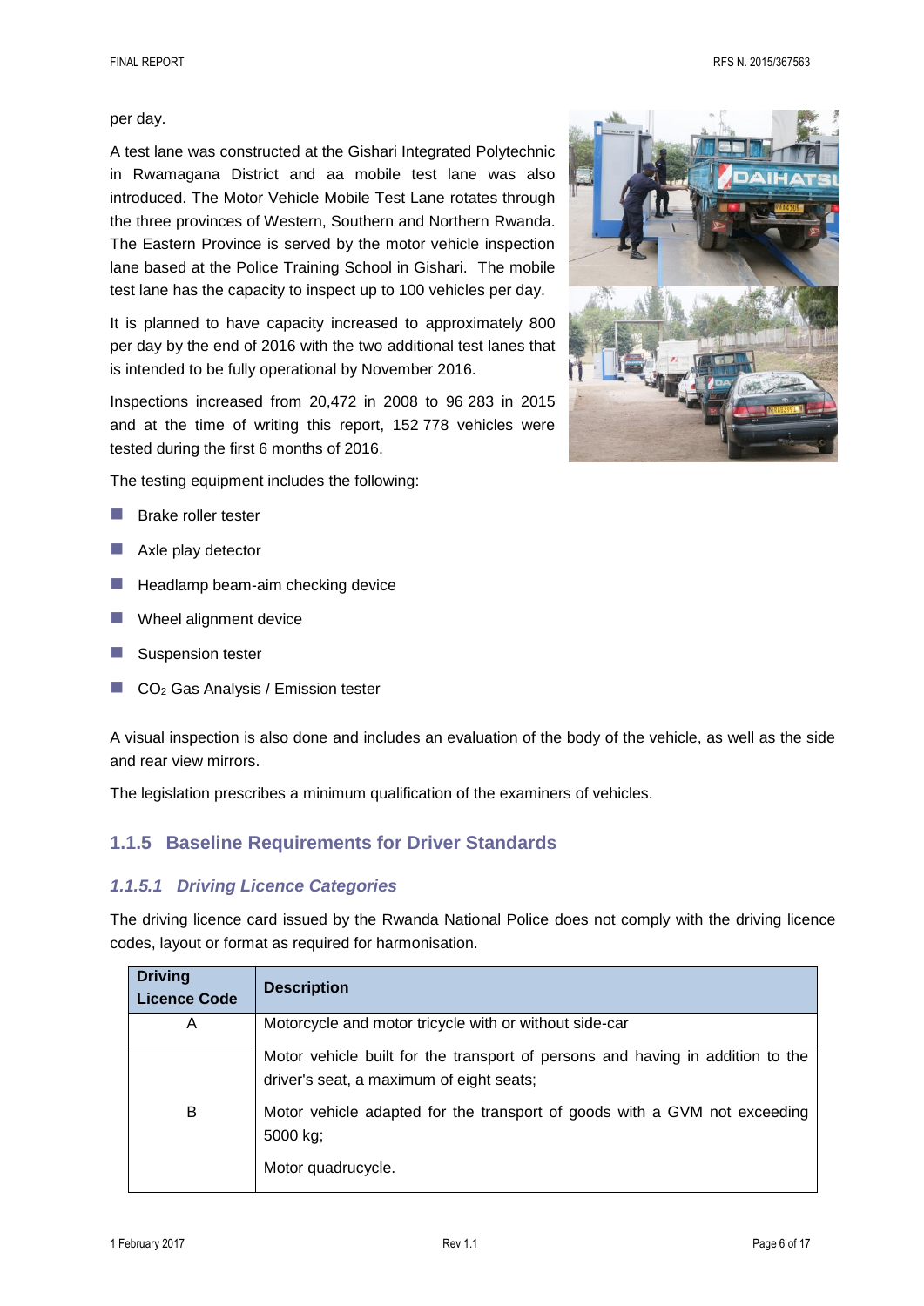per day.

A test lane was constructed at the Gishari Integrated Polytechnic in Rwamagana District and aa mobile test lane was also introduced. The Motor Vehicle Mobile Test Lane rotates through the three provinces of Western, Southern and Northern Rwanda. The Eastern Province is served by the motor vehicle inspection lane based at the Police Training School in Gishari. The mobile test lane has the capacity to inspect up to 100 vehicles per day.

It is planned to have capacity increased to approximately 800 per day by the end of 2016 with the two additional test lanes that is intended to be fully operational by November 2016.

Inspections increased from 20,472 in 2008 to 96 283 in 2015 and at the time of writing this report, 152 778 vehicles were tested during the first 6 months of 2016.

The testing equipment includes the following:

- Brake roller tester
- Axle play detector
- Headlamp beam-aim checking device
- Wheel alignment device
- Suspension tester
- $CO_2$ Gas Analysis / Emission tester

A visual inspection is also done and includes an evaluation of the body of the vehicle, as well as the side and rear view mirrors.

The legislation prescribes a minimum qualification of the examiners of vehicles.

### 1.1.5 Baseline Requirements for Driver Standards

#### *1.1.5.1 Driving Licence Categories*

The driving licence card issued by the Rwanda National Police does not comply with the driving licence codes, layout or format as required for harmonisation.

| Driving Licence Code | Description |
|---|---|
| A | Motorcycle and motor tricycle with or without side-car |
| B | Motor vehicle built for the transport of persons and having in addition to the driver's seat, a maximum of eight seats;<br><br>Motor vehicle adapted for the transport of goods with a GVM not exceeding 5000 kg;<br><br>Motor quadrucycle. |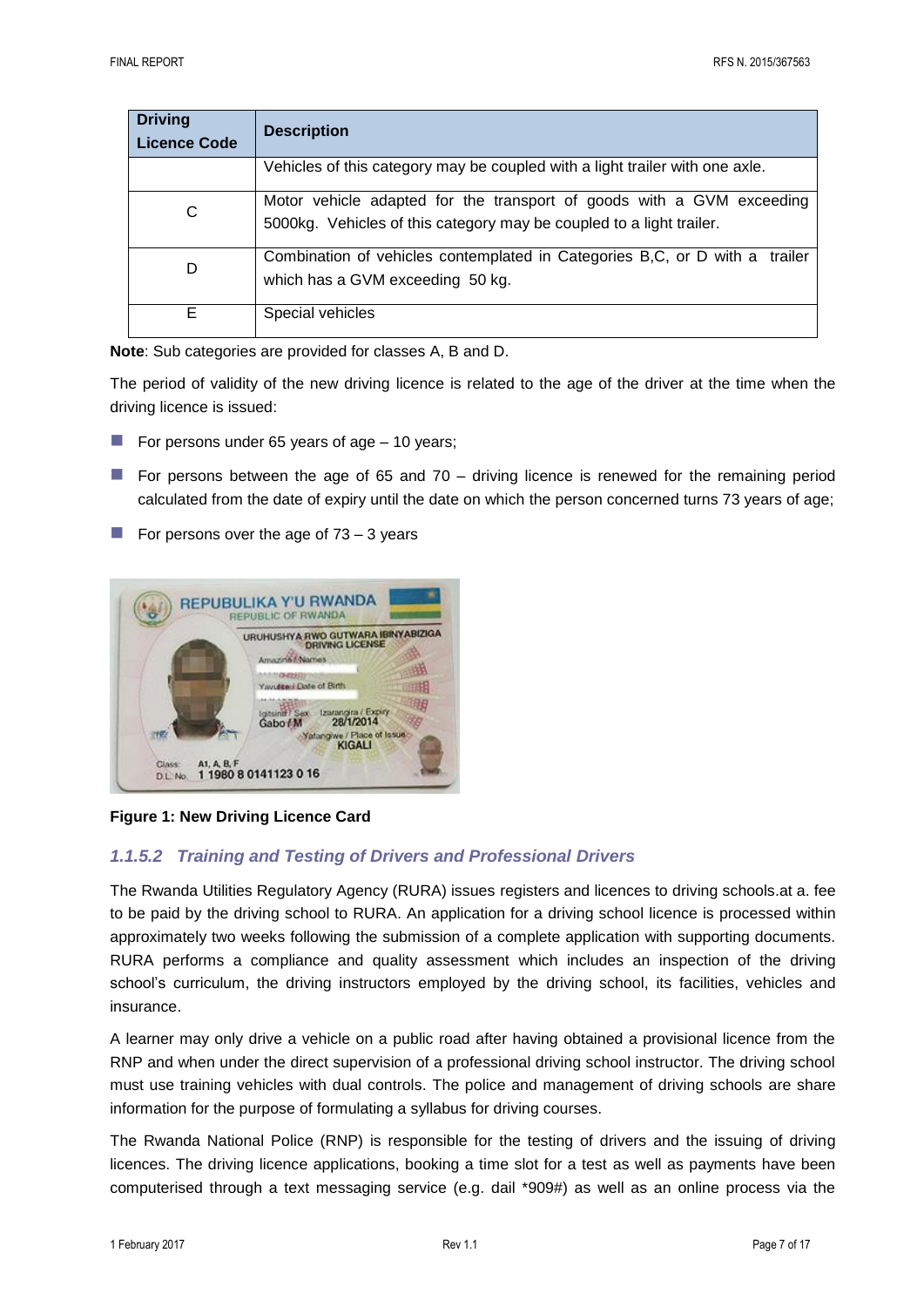| Driving Licence Code | Description |
|---|---|
| | Vehicles of this category may be coupled with a light trailer with one axle. |
| C | Motor vehicle adapted for the transport of goods with a GVM exceeding 5000kg. Vehicles of this category may be coupled to a light trailer. |
| D | Combination of vehicles contemplated in Categories B,C, or D with a trailer which has a GVM exceeding 50 kg. |
| E | Special vehicles |

**Note**: Sub categories are provided for classes A, B and D.

The period of validity of the new driving licence is related to the age of the driver at the time when the driving licence is issued:

- For persons under 65 years of age – 10 years;
- For persons between the age of 65 and 70 – driving licence is renewed for the remaining period calculated from the date of expiry until the date on which the person concerned turns 73 years of age;
- For persons over the age of 73 – 3 years

**Figure 1: New Driving Licence Card**

### *1.1.5.2 Training and Testing of Drivers and Professional Drivers*

The Rwanda Utilities Regulatory Agency (RURA) issues registers and licences to driving schools.at a. fee to be paid by the driving school to RURA. An application for a driving school licence is processed within approximately two weeks following the submission of a complete application with supporting documents. RURA performs a compliance and quality assessment which includes an inspection of the driving school's curriculum, the driving instructors employed by the driving school, its facilities, vehicles and insurance.

A learner may only drive a vehicle on a public road after having obtained a provisional licence from the RNP and when under the direct supervision of a professional driving school instructor. The driving school must use training vehicles with dual controls. The police and management of driving schools are share information for the purpose of formulating a syllabus for driving courses.

The Rwanda National Police (RNP) is responsible for the testing of drivers and the issuing of driving licences. The driving licence applications, booking a time slot for a test as well as payments have been computerised through a text messaging service (e.g. dail *909#) as well as an online process via the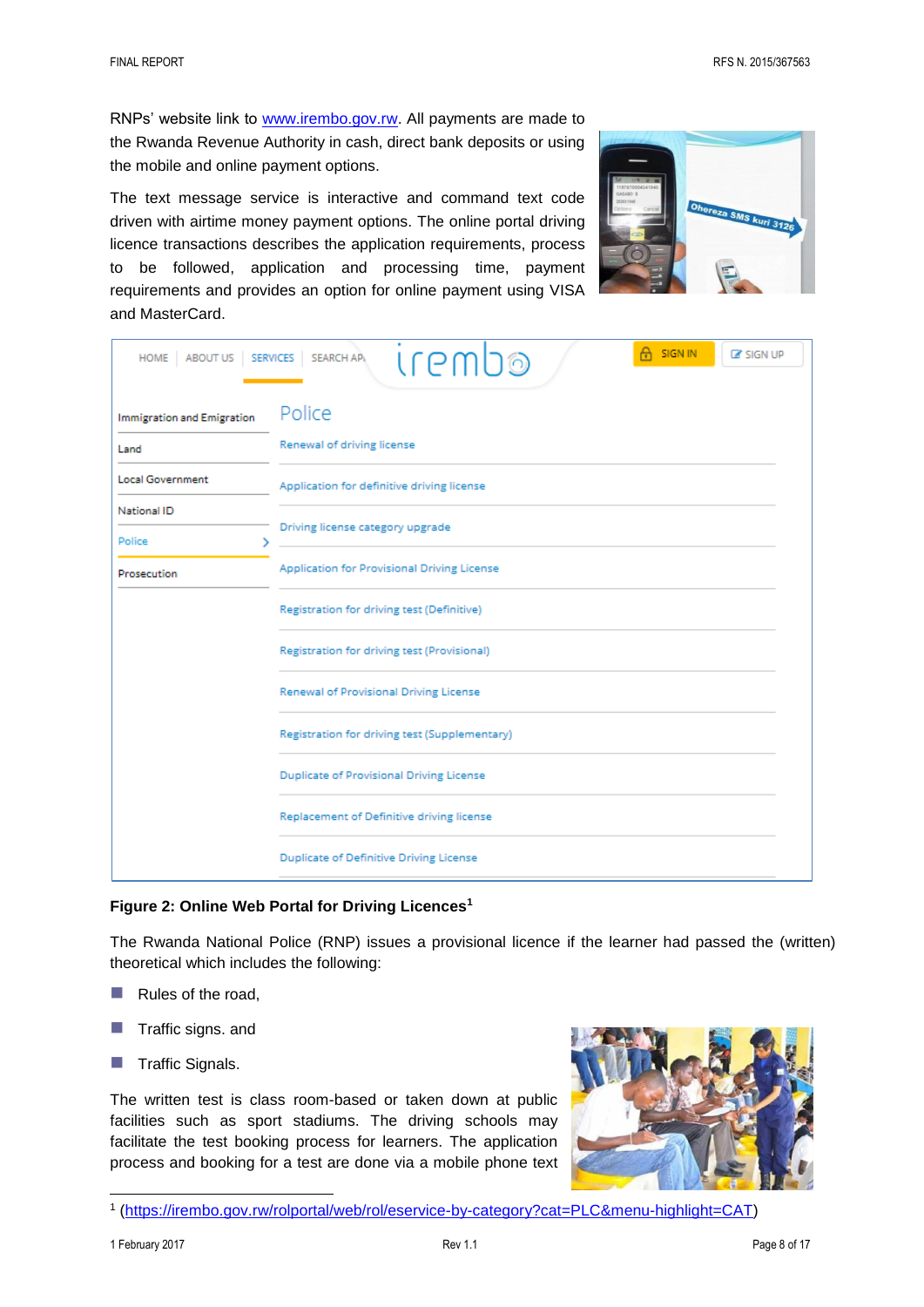RNPs' website link to www.irembo.gov.rw. All payments are made to the Rwanda Revenue Authority in cash, direct bank deposits or using the mobile and online payment options.

The text message service is interactive and command text code driven with airtime money payment options. The online portal driving licence transactions describes the application requirements, process to be followed, application and processing time, payment requirements and provides an option for online payment using VISA and MasterCard.

**Figure 2: Online Web Portal for Driving Licences[1]**

The Rwanda National Police (RNP) issues a provisional licence if the learner had passed the (written) theoretical which includes the following:

- Rules of the road,
- Traffic signs. and
- Traffic Signals.

The written test is class room-based or taken down at public facilities such as sport stadiums. The driving schools may facilitate the test booking process for learners. The application process and booking for a test are done via a mobile phone text

[1] (https://irembo.gov.rw/rolportal/web/rol/eservice-by-category?cat=PLC&menu-highlight=CAT)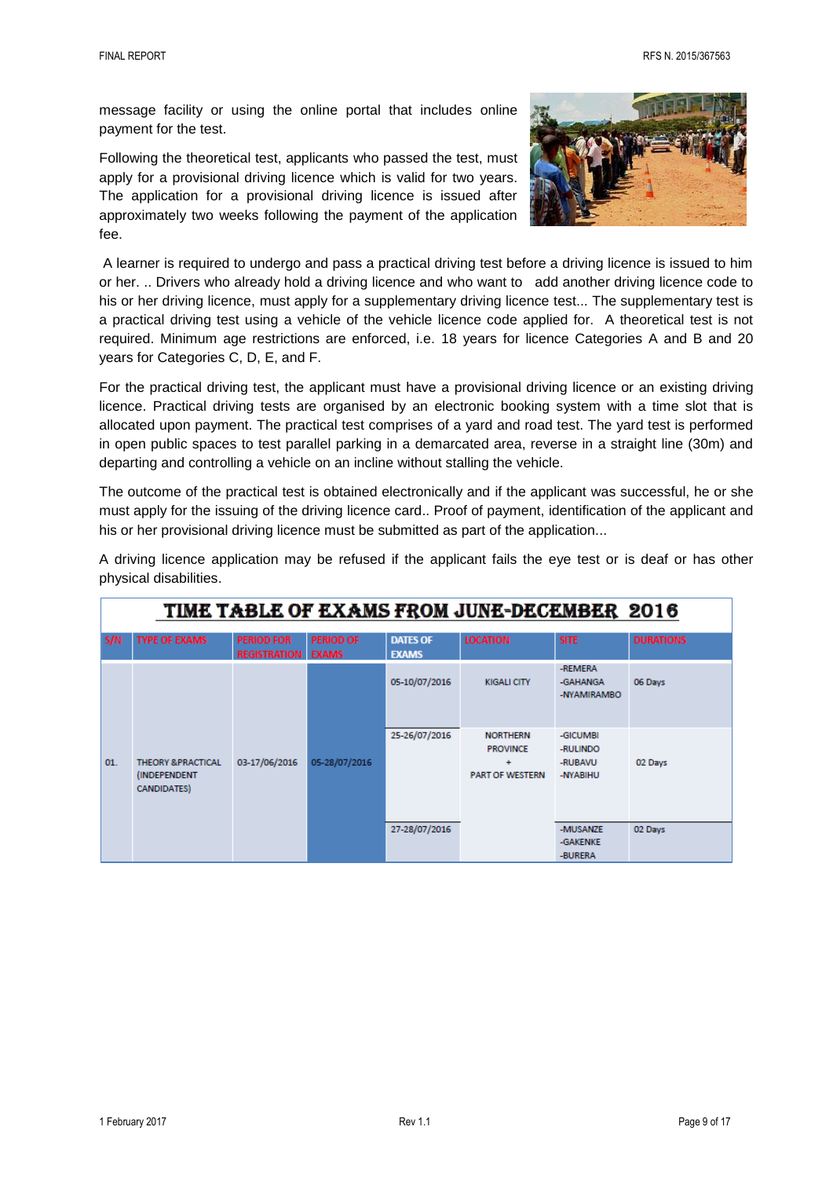message facility or using the online portal that includes online payment for the test.

Following the theoretical test, applicants who passed the test, must apply for a provisional driving licence which is valid for two years. The application for a provisional driving licence is issued after approximately two weeks following the payment of the application fee.

A learner is required to undergo and pass a practical driving test before a driving licence is issued to him or her. .. Drivers who already hold a driving licence and who want to add another driving licence code to his or her driving licence, must apply for a supplementary driving licence test... The supplementary test is a practical driving test using a vehicle of the vehicle licence code applied for. A theoretical test is not required. Minimum age restrictions are enforced, i.e. 18 years for licence Categories A and B and 20 years for Categories C, D, E, and F.

For the practical driving test, the applicant must have a provisional driving licence or an existing driving licence. Practical driving tests are organised by an electronic booking system with a time slot that is allocated upon payment. The practical test comprises of a yard and road test. The yard test is performed in open public spaces to test parallel parking in a demarcated area, reverse in a straight line (30m) and departing and controlling a vehicle on an incline without stalling the vehicle.

The outcome of the practical test is obtained electronically and if the applicant was successful, he or she must apply for the issuing of the driving licence card.. Proof of payment, identification of the applicant and his or her provisional driving licence must be submitted as part of the application...

A driving licence application may be refused if the applicant fails the eye test or is deaf or has other physical disabilities.

**TIME TABLE OF EXAMS FROM JUNE-DECEMBER 2016**

| S/N | TYPE OF EXAMS | PERIOD FOR REGISTRATION | PERIOD OF EXAMS | DATES OF EXAMS | LOCATION | SITE | DURATIONS |
|---|---|---|---|---|---|---|---|
| 01. | THEORY &PRACTICAL (INDEPENDENT CANDIDATES) | 03-17/06/2016 | 05-28/07/2016 | 05-10/07/2016 | KIGALI CITY | -REMERA -GAHANGA -NYAMIRAMBO | 06 Days |
| | | | | 25-26/07/2016 | NORTHERN PROVINCE + PART OF WESTERN | -GICUMBI -RULINDO -RUBAVU -NYABIHU | 02 Days |
| | | | | 27-28/07/2016 | | -MUSANZE -GAKENKE -BURERA | 02 Days |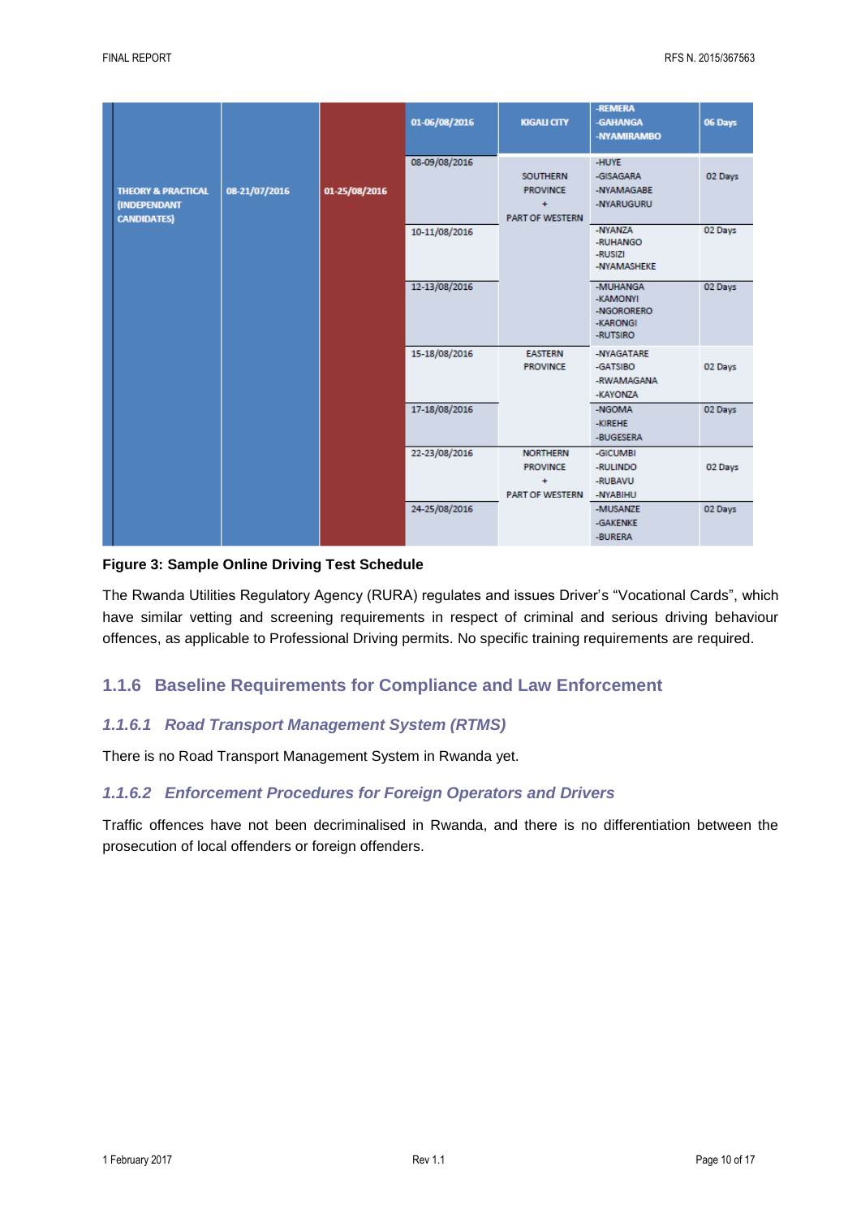| THEORY & PRACTICAL (INDEPENDANT CANDIDATES) | 08-21/07/2016 | 01-25/08/2016 | 01-06/08/2016 | KIGALI CITY | -REMERA -GAHANGA -NYAMIRAMBO | 06 Days |
|---|---|---|---|---|---|---|
| | | | 08-09/08/2016 | SOUTHERN PROVINCE + PART OF WESTERN | -HUYE -GISAGARA -NYAMAGABE -NYARUGURU | 02 Days |
| | | | 10-11/08/2016 | | -NYANZA -RUHANGO -RUSIZI -NYAMASHEKE | 02 Days |
| | | | 12-13/08/2016 | | -MUHANGA -KAMONYI -NGORORERO -KARONGI -RUTSIRO | 02 Days |
| | | | 15-18/08/2016 | EASTERN PROVINCE | -NYAGATARE -GATSIBO -RWAMAGANA -KAYONZA | 02 Days |
| | | | 17-18/08/2016 | | -NGOMA -KIREHE -BUGESERA | 02 Days |
| | | | 22-23/08/2016 | NORTHERN PROVINCE + PART OF WESTERN | -GICUMBI -RULINDO -RUBAVU -NYABIHU | 02 Days |
| | | | 24-25/08/2016 | | -MUSANZE -GAKENKE -BURERA | 02 Days |

**Figure 3: Sample Online Driving Test Schedule**

The Rwanda Utilities Regulatory Agency (RURA) regulates and issues Driver's "Vocational Cards", which have similar vetting and screening requirements in respect of criminal and serious driving behaviour offences, as applicable to Professional Driving permits. No specific training requirements are required.

## 1.1.6 Baseline Requirements for Compliance and Law Enforcement

### *1.1.6.1 Road Transport Management System (RTMS)*

There is no Road Transport Management System in Rwanda yet.

### *1.1.6.2 Enforcement Procedures for Foreign Operators and Drivers*

Traffic offences have not been decriminalised in Rwanda, and there is no differentiation between the prosecution of local offenders or foreign offenders.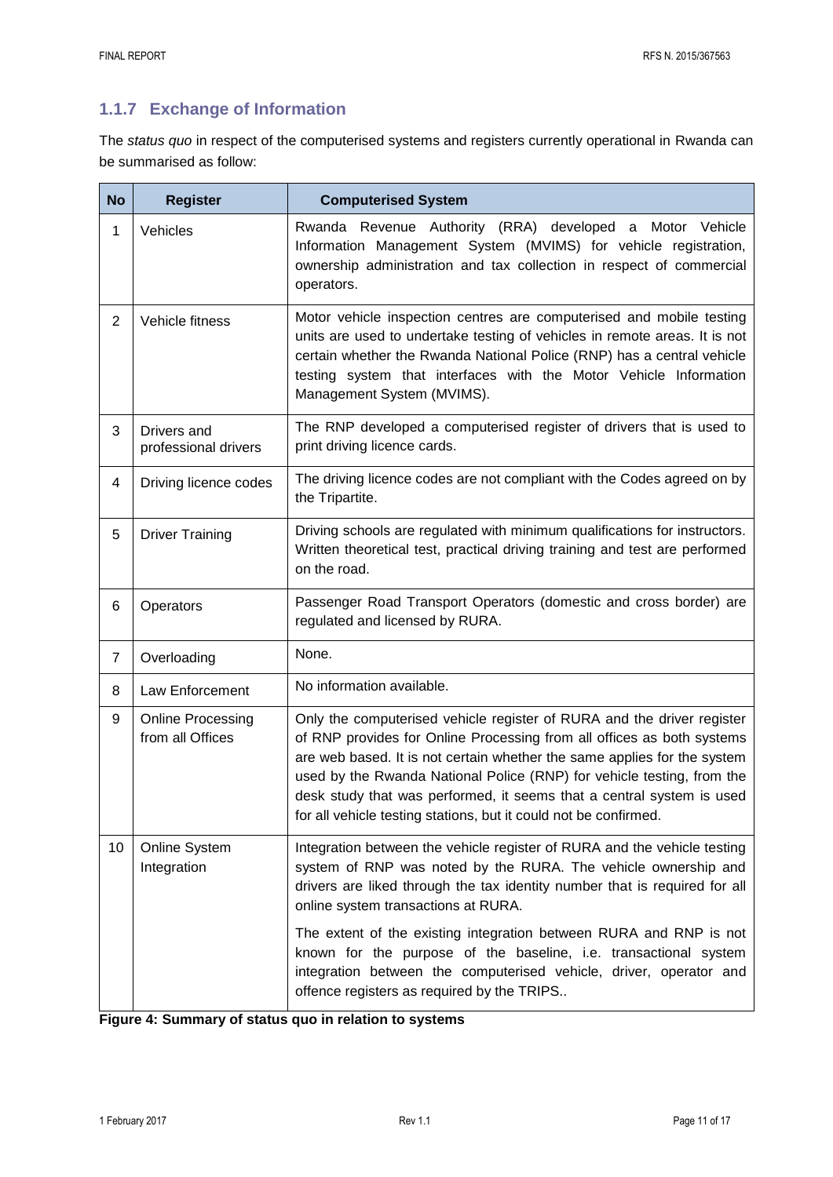### 1.1.7 Exchange of Information

The *status quo* in respect of the computerised systems and registers currently operational in Rwanda can be summarised as follow:

| No | Register | Computerised System |
|---|---|---|
| 1 | Vehicles | Rwanda Revenue Authority (RRA) developed a Motor Vehicle Information Management System (MVIMS) for vehicle registration, ownership administration and tax collection in respect of commercial operators. |
| 2 | Vehicle fitness | Motor vehicle inspection centres are computerised and mobile testing units are used to undertake testing of vehicles in remote areas. It is not certain whether the Rwanda National Police (RNP) has a central vehicle testing system that interfaces with the Motor Vehicle Information Management System (MVIMS). |
| 3 | Drivers and professional drivers | The RNP developed a computerised register of drivers that is used to print driving licence cards. |
| 4 | Driving licence codes | The driving licence codes are not compliant with the Codes agreed on by the Tripartite. |
| 5 | Driver Training | Driving schools are regulated with minimum qualifications for instructors. Written theoretical test, practical driving training and test are performed on the road. |
| 6 | Operators | Passenger Road Transport Operators (domestic and cross border) are regulated and licensed by RURA. |
| 7 | Overloading | None. |
| 8 | Law Enforcement | No information available. |
| 9 | Online Processing from all Offices | Only the computerised vehicle register of RURA and the driver register of RNP provides for Online Processing from all offices as both systems are web based. It is not certain whether the same applies for the system used by the Rwanda National Police (RNP) for vehicle testing, from the desk study that was performed, it seems that a central system is used for all vehicle testing stations, but it could not be confirmed. |
| 10 | Online System Integration | Integration between the vehicle register of RURA and the vehicle testing system of RNP was noted by the RURA. The vehicle ownership and drivers are liked through the tax identity number that is required for all online system transactions at RURA.<br><br>The extent of the existing integration between RURA and RNP is not known for the purpose of the baseline, i.e. transactional system integration between the computerised vehicle, driver, operator and offence registers as required by the TRIPS.. |

**Figure 4: Summary of status quo in relation to systems**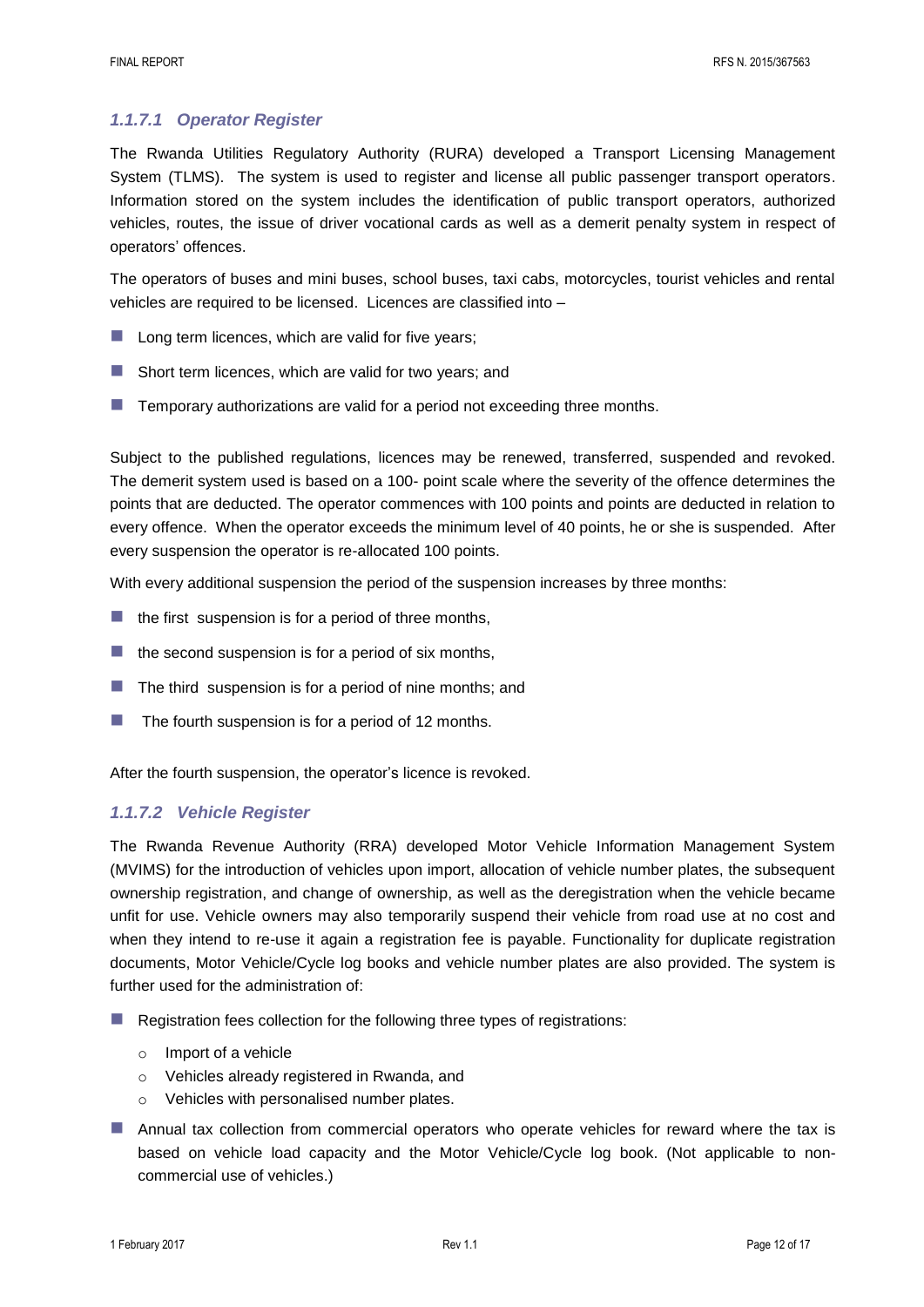#### *1.1.7.1 Operator Register*

The Rwanda Utilities Regulatory Authority (RURA) developed a Transport Licensing Management System (TLMS). The system is used to register and license all public passenger transport operators. Information stored on the system includes the identification of public transport operators, authorized vehicles, routes, the issue of driver vocational cards as well as a demerit penalty system in respect of operators' offences.

The operators of buses and mini buses, school buses, taxi cabs, motorcycles, tourist vehicles and rental vehicles are required to be licensed. Licences are classified into –

- Long term licences, which are valid for five years;
- Short term licences, which are valid for two years; and
- Temporary authorizations are valid for a period not exceeding three months.

Subject to the published regulations, licences may be renewed, transferred, suspended and revoked. The demerit system used is based on a 100- point scale where the severity of the offence determines the points that are deducted. The operator commences with 100 points and points are deducted in relation to every offence. When the operator exceeds the minimum level of 40 points, he or she is suspended. After every suspension the operator is re-allocated 100 points.

With every additional suspension the period of the suspension increases by three months:

- the first suspension is for a period of three months,
- the second suspension is for a period of six months,
- The third suspension is for a period of nine months; and
- The fourth suspension is for a period of 12 months.

After the fourth suspension, the operator's licence is revoked.

#### *1.1.7.2 Vehicle Register*

The Rwanda Revenue Authority (RRA) developed Motor Vehicle Information Management System (MVIMS) for the introduction of vehicles upon import, allocation of vehicle number plates, the subsequent ownership registration, and change of ownership, as well as the deregistration when the vehicle became unfit for use. Vehicle owners may also temporarily suspend their vehicle from road use at no cost and when they intend to re-use it again a registration fee is payable. Functionality for duplicate registration documents, Motor Vehicle/Cycle log books and vehicle number plates are also provided. The system is further used for the administration of:

- Registration fees collection for the following three types of registrations:
  - Import of a vehicle
  - Vehicles already registered in Rwanda, and
  - Vehicles with personalised number plates.
- Annual tax collection from commercial operators who operate vehicles for reward where the tax is based on vehicle load capacity and the Motor Vehicle/Cycle log book. (Not applicable to non-commercial use of vehicles.)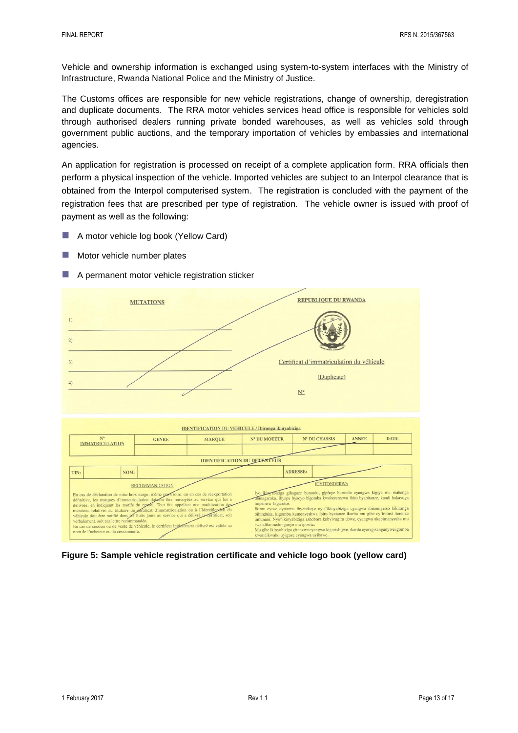Vehicle and ownership information is exchanged using system-to-system interfaces with the Ministry of Infrastructure, Rwanda National Police and the Ministry of Justice.

The Customs offices are responsible for new vehicle registrations, change of ownership, deregistration and duplicate documents. The RRA motor vehicles services head office is responsible for vehicles sold through authorised dealers running private bonded warehouses, as well as vehicles sold through government public auctions, and the temporary importation of vehicles by embassies and international agencies.

An application for registration is processed on receipt of a complete application form. RRA officials then perform a physical inspection of the vehicle. Imported vehicles are subject to an Interpol clearance that is obtained from the Interpol computerised system. The registration is concluded with the payment of the registration fees that are prescribed per type of registration. The vehicle owner is issued with proof of payment as well as the following:

- A motor vehicle log book (Yellow Card)
- Motor vehicle number plates
- A permanent motor vehicle registration sticker

MUTATIONS

1)

2)

3)

4)

REPUBLIQUE DU RWANDA

Certificat d'immatriculation du véhicule

(Duplicate)

N°

IDENTIFICATION DU VEHICULE / Ibiranga ikinyabiziga

| N° IMMATRICULATION | GENRE | MARQUE | N° DU MOTEUR | N° DU CHASSIS | ANNEE | DATE |
|---|---|---|---|---|---|---|
| | | | | | | |

IDENTIFICATION DU DETENTEUR

| TIN: | NOM: | ADRESSE: |
|---|---|---|

RECOMMANDATION

En cas de déclaration de mise hors usage, même provisoire, ou en cas de réexportation définitive, les marques d'immatriculation doivent être renvoyées au service qui les a délivrée, en indiquant les motifs du renvoi. Tout fait appellant une modification des mentions relatives au titulaire du certificat d'immatriculation ou à l'identification du véhicule doit être notifié dans les huits jours au service qui a délivré le certificat, soit verbalement, soit par lettre recommandée.
En cas de cession ou de vente de véhicule, le certificat initialement délivré est valide au nom de l'acheteur ou du cessionnaire.

ICYITONDERWA

Iyo ikinyabiziga gihagaze burundu, gipfuye burundu cyangwa kigiye mu mahanga uburagaruka, ibyapa byacyo bigomba kwohererezwa ibiro byabitanze, kandi bakavuga impamvu bigarutse.
Ikintu cyose cyatuma ibyerekeye nyir'ikinyabiziga cyangwa ibimenyetso bikiranga bihinduka, kigomba kumenyeshwa ibiro byatanze ikarita mu gihe cy'iminsi itarenze umunani. Nyir'ikinyabiziga ashobora kubyivugira ubwe, cyangwa akabimenyesha mu rwandiko rushinganye mu iposita.
Mu gihe ikinyabiziga gitanzwe cyangwa kigurishijwe, ikarita cyari gisanganywe igomba kwandikwaho uyiguze cyangwa uyihawe.

**Figure 5: Sample vehicle registration certificate and vehicle logo book (yellow card)**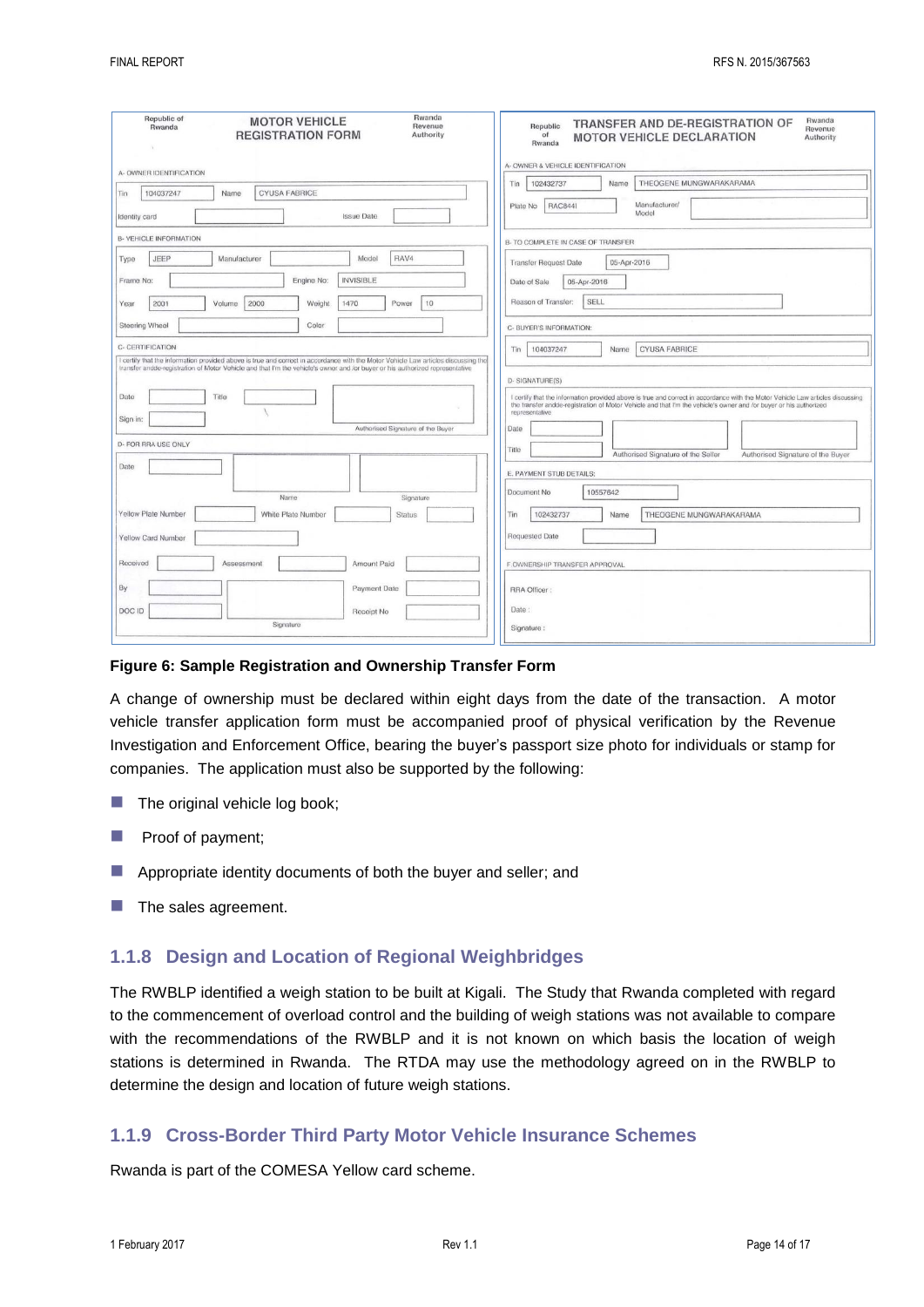**Republic of Rwanda** — **MOTOR VEHICLE REGISTRATION FORM** — **Rwanda Revenue Authority**

A- OWNER IDENTIFICATION

| Tin | 104037247 | Name | CYUSA FABRICE |
|---|---|---|---|
| Identity card | | Issue Date | |

B- VEHICLE INFORMATION

| Type | JEEP | Manufacturer | | Model | RAV4 | | |
|---|---|---|---|---|---|---|---|
| Frame No: | | Engine No: | INVISIBLE | | | | |
| Year | 2001 | Volume | 2000 | Weight | 1470 | Power | 10 |
| Steering Wheel | | Color | | | | | |

C- CERTIFICATION

I certify that the information provided above is true and correct in accordance with the Motor Vehicle Law articles discussing the transfer and de-registration of Motor Vehicle and that I'm the vehicle's owner and /or buyer or his authorized representative

Date | Title | Sign in: | Authorised Signature of the Buyer

D- FOR RRA USE ONLY

Date | Name | Signature

Yellow Plate Number | White Plate Number | Status

Yellow Card Number

Received | Assessment | Amount Paid

By | Payment Date

DOC ID | Receipt No | Signature

---

**Republic of Rwanda** — **TRANSFER AND DE-REGISTRATION OF MOTOR VEHICLE DECLARATION** — **Rwanda Revenue Authority**

A- OWNER & VEHICLE IDENTIFICATION

| Tin | 102432737 | Name | THEOGENE MUNGWARAKARAMA |
|---|---|---|---|
| Plate No | RAC844I | Manufacturer/ Model | |

B- TO COMPLETE IN CASE OF TRANSFER

| Transfer Request Date | 05-Apr-2016 |
|---|---|
| Date of Sale | 05-Apr-2016 |
| Reason of Transfer: | SELL |

C- BUYER'S INFORMATION:

| Tin | 104037247 | Name | CYUSA FABRICE |
|---|---|---|---|

D- SIGNATURE(S)

I certify that the information provided above is true and correct in accordance with the Motor Vehicle Law articles discussing the transfer and de-registration of Motor Vehicle and that I'm the vehicle's owner and /or buyer or his authorized representative

Date | Title | Authorised Signature of the Seller | Authorised Signature of the Buyer

E- PAYMENT STUB DETAILS:

| Document No | 10557642 | | |
|---|---|---|---|
| Tin | 102432737 | Name | THEOGENE MUNGWARAKARAMA |
| Requested Date | | | |

F- OWNERSHIP TRANSFER APPROVAL

RRA Officer :

Date :

Signature :

**Figure 6: Sample Registration and Ownership Transfer Form**

A change of ownership must be declared within eight days from the date of the transaction. A motor vehicle transfer application form must be accompanied proof of physical verification by the Revenue Investigation and Enforcement Office, bearing the buyer's passport size photo for individuals or stamp for companies. The application must also be supported by the following:

- The original vehicle log book;
- Proof of payment;
- Appropriate identity documents of both the buyer and seller; and
- The sales agreement.

### 1.1.8 Design and Location of Regional Weighbridges

The RWBLP identified a weigh station to be built at Kigali. The Study that Rwanda completed with regard to the commencement of overload control and the building of weigh stations was not available to compare with the recommendations of the RWBLP and it is not known on which basis the location of weigh stations is determined in Rwanda. The RTDA may use the methodology agreed on in the RWBLP to determine the design and location of future weigh stations.

### 1.1.9 Cross-Border Third Party Motor Vehicle Insurance Schemes

Rwanda is part of the COMESA Yellow card scheme.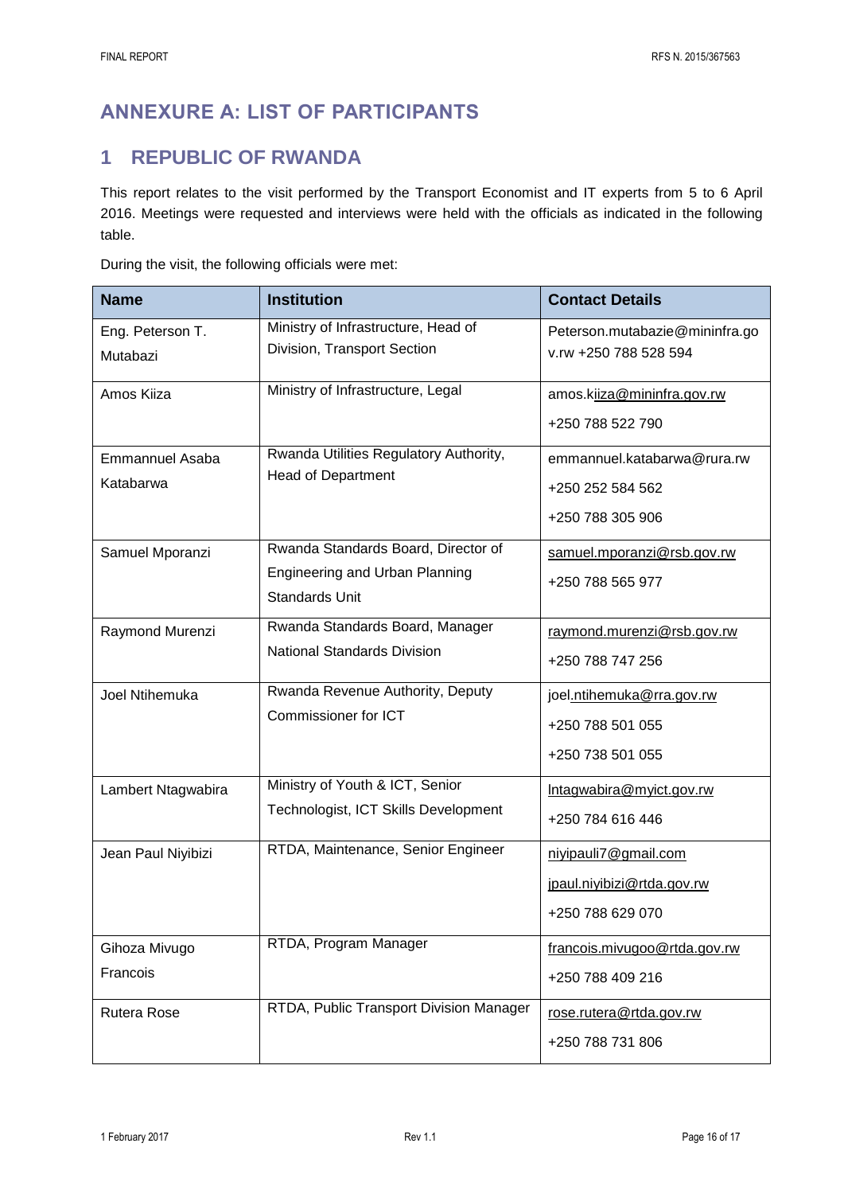# ANNEXURE A: LIST OF PARTICIPANTS

## 1 REPUBLIC OF RWANDA

This report relates to the visit performed by the Transport Economist and IT experts from 5 to 6 April 2016. Meetings were requested and interviews were held with the officials as indicated in the following table.

During the visit, the following officials were met:

| Name | Institution | Contact Details |
|---|---|---|
| Eng. Peterson T. Mutabazi | Ministry of Infrastructure, Head of Division, Transport Section | Peterson.mutabazie@mininfra.gov.rw +250 788 528 594 |
| Amos Kiiza | Ministry of Infrastructure, Legal | amos.kiiza@mininfra.gov.rw<br>+250 788 522 790 |
| Emmannuel Asaba Katabarwa | Rwanda Utilities Regulatory Authority, Head of Department | emmannuel.katabarwa@rura.rw<br>+250 252 584 562<br>+250 788 305 906 |
| Samuel Mporanzi | Rwanda Standards Board, Director of Engineering and Urban Planning Standards Unit | samuel.mporanzi@rsb.gov.rw<br>+250 788 565 977 |
| Raymond Murenzi | Rwanda Standards Board, Manager National Standards Division | raymond.murenzi@rsb.gov.rw<br>+250 788 747 256 |
| Joel Ntihemuka | Rwanda Revenue Authority, Deputy Commissioner for ICT | joel.ntihemuka@rra.gov.rw<br>+250 788 501 055<br>+250 738 501 055 |
| Lambert Ntagwabira | Ministry of Youth & ICT, Senior Technologist, ICT Skills Development | lntagwabira@myict.gov.rw<br>+250 784 616 446 |
| Jean Paul Niyibizi | RTDA, Maintenance, Senior Engineer | niyipauli7@gmail.com<br>jpaul.niyibizi@rtda.gov.rw<br>+250 788 629 070 |
| Gihoza Mivugo Francois | RTDA, Program Manager | francois.mivugoo@rtda.gov.rw<br>+250 788 409 216 |
| Rutera Rose | RTDA, Public Transport Division Manager | rose.rutera@rtda.gov.rw<br>+250 788 731 806 |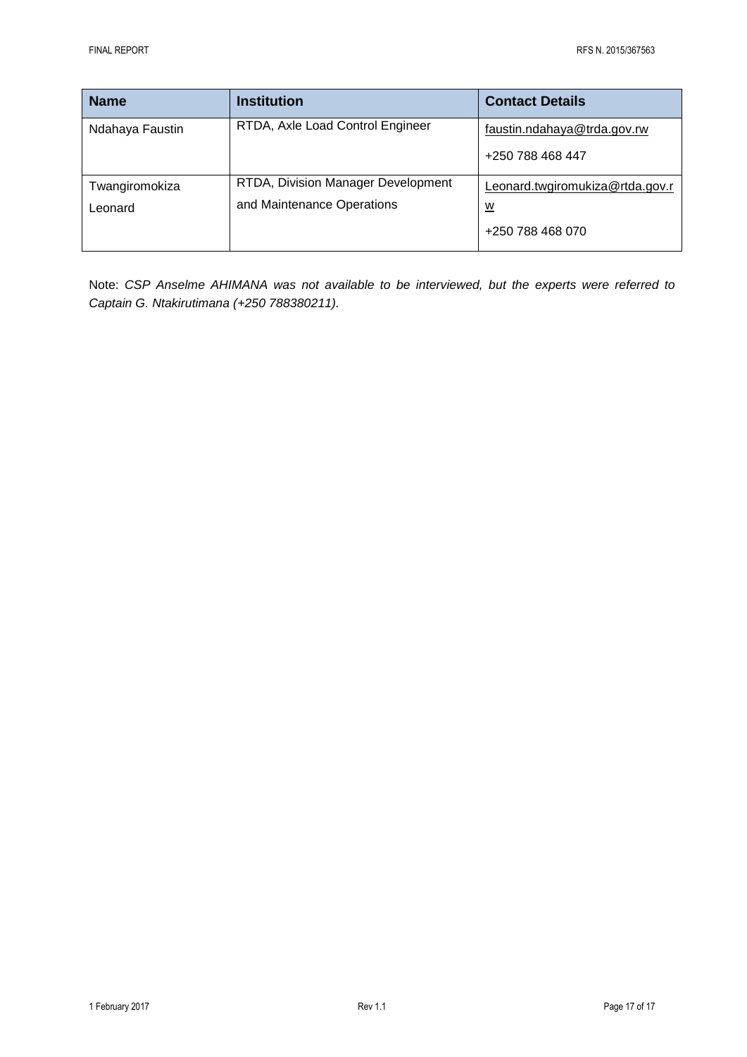| Name | Institution | Contact Details |
|---|---|---|
| Ndahaya Faustin | RTDA, Axle Load Control Engineer | faustin.ndahaya@trda.gov.rw<br>+250 788 468 447 |
| Twangiromokiza Leonard | RTDA, Division Manager Development and Maintenance Operations | Leonard.twgiromukiza@rtda.gov.rw<br>+250 788 468 070 |

Note: *CSP Anselme AHIMANA was not available to be interviewed, but the experts were referred to Captain G. Ntakirutimana (+250 788380211).*